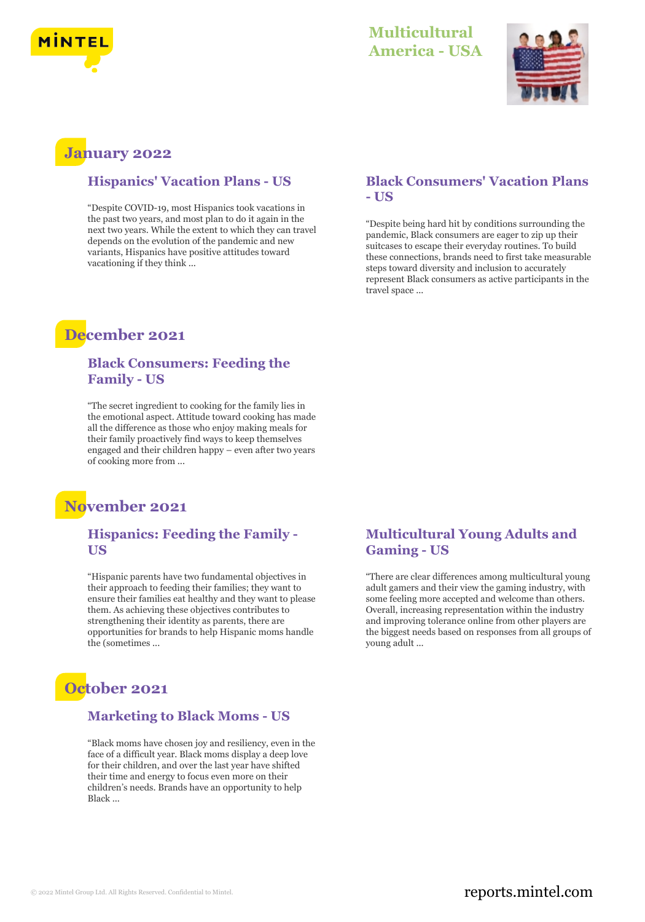# Multicultural America - USA

## January 2022

### Hispanics' Vacation Plans - US

"Despite COVID-19, most Hispanics took vacations in the past two years, and most plan to do it again in the next two years. While the extent to which they can travel depends on the evolution of the pandemic and new variants, Hispanics have positive attitudes toward vacationing if they think ...

### Black Consumers' Vacation Plans - US

"Despite being hard hit by conditions surrounding the pandemic, Black consumers are eager to zip up their suitcases to escape their everyday routines. To build these connections, brands need to first take measurable steps toward diversity and inclusion to accurately represent Black consumers as active participants in the travel space ...

## December 2021

### Black Consumers: Feeding the Family - US

"The secret ingredient to cooking for the family lies in the emotional aspect. Attitude toward cooking has made all the difference as those who enjoy making meals for their family proactively find ways to keep themselves engaged and their children happy – even after two years of cooking more from ...

## November 2021

### Hispanics: Feeding the Family - US

"Hispanic parents have two fundamental objectives in their approach to feeding their families; they want to ensure their families eat healthy and they want to please them. As achieving these objectives contributes to strengthening their identity as parents, there are opportunities for brands to help Hispanic moms handle the (sometimes ...

### Multicultural Young Adults and Gaming - US

"There are clear differences among multicultural young adult gamers and their view the gaming industry, with some feeling more accepted and welcome than others. Overall, increasing representation within the industry and improving tolerance online from other players are the biggest needs based on responses from all groups of young adult ...

## October 2021

### Marketing to Black Moms - US

"Black moms have chosen joy and resiliency, even in the face of a difficult year. Black moms display a deep love for their children, and over the last year have shifted their time and energy to focus even more on their children's needs. Brands have an opportunity to help Black ...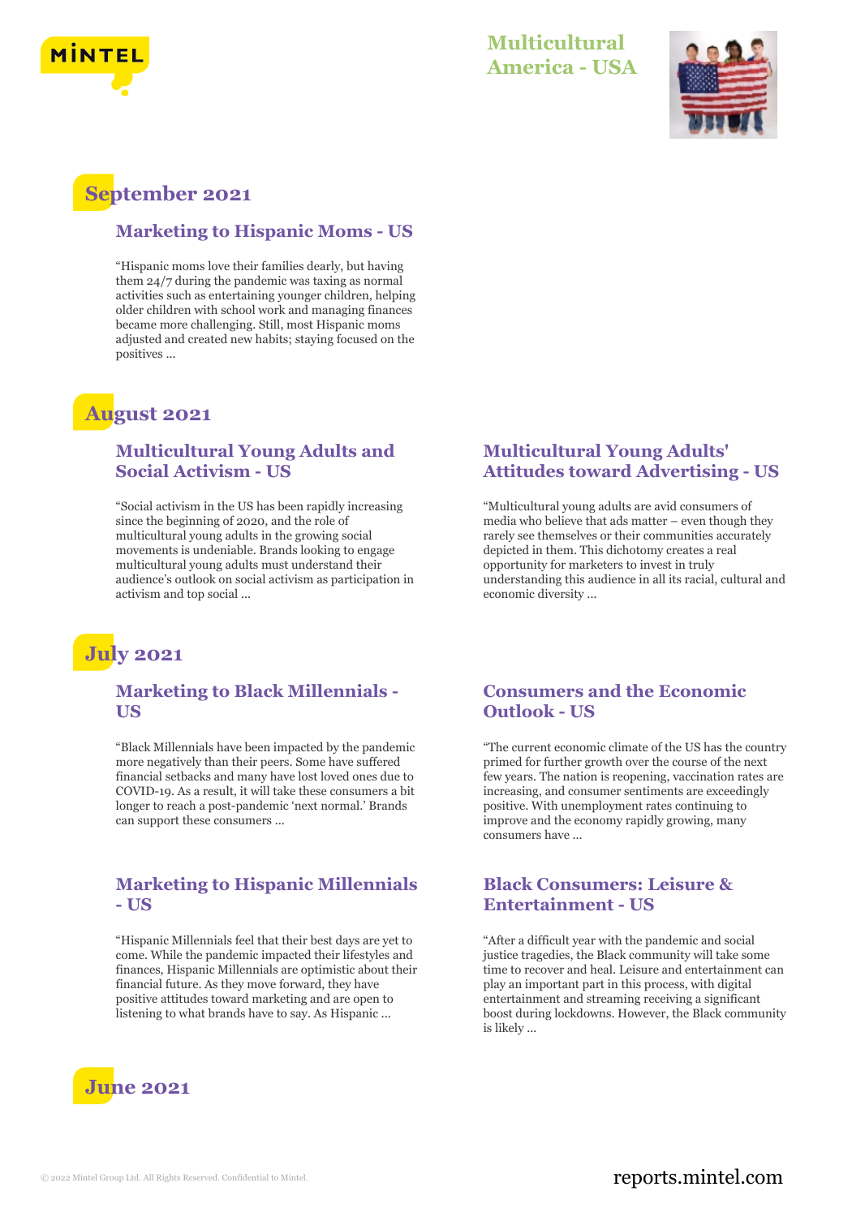## September 2021

### Marketing to Hispanic Moms - US

"Hispanic moms love their families dearly, but having them 24/7 during the pandemic was taxing as normal activities such as entertaining younger children, helping older children with school work and managing finances became more challenging. Still, most Hispanic moms adjusted and created new habits; staying focused on the positives ...

## August 2021

### Multicultural Young Adults and Social Activism - US

"Social activism in the US has been rapidly increasing since the beginning of 2020, and the role of multicultural young adults in the growing social movements is undeniable. Brands looking to engage multicultural young adults must understand their audience's outlook on social activism as participation in activism and top social ...

### Multicultural Young Adults' Attitudes toward Advertising - US

"Multicultural young adults are avid consumers of media who believe that ads matter – even though they rarely see themselves or their communities accurately depicted in them. This dichotomy creates a real opportunity for marketers to invest in truly understanding this audience in all its racial, cultural and economic diversity ...

## July 2021

### Marketing to Black Millennials - US

"Black Millennials have been impacted by the pandemic more negatively than their peers. Some have suffered financial setbacks and many have lost loved ones due to COVID-19. As a result, it will take these consumers a bit longer to reach a post-pandemic 'next normal.' Brands can support these consumers ...

### Consumers and the Economic Outlook - US

"The current economic climate of the US has the country primed for further growth over the course of the next few years. The nation is reopening, vaccination rates are increasing, and consumer sentiments are exceedingly positive. With unemployment rates continuing to improve and the economy rapidly growing, many consumers have ...

### Marketing to Hispanic Millennials - US

"Hispanic Millennials feel that their best days are yet to come. While the pandemic impacted their lifestyles and finances, Hispanic Millennials are optimistic about their financial future. As they move forward, they have positive attitudes toward marketing and are open to listening to what brands have to say. As Hispanic ...

### Black Consumers: Leisure & Entertainment - US

"After a difficult year with the pandemic and social justice tragedies, the Black community will take some time to recover and heal. Leisure and entertainment can play an important part in this process, with digital entertainment and streaming receiving a significant boost during lockdowns. However, the Black community is likely ...

## June 2021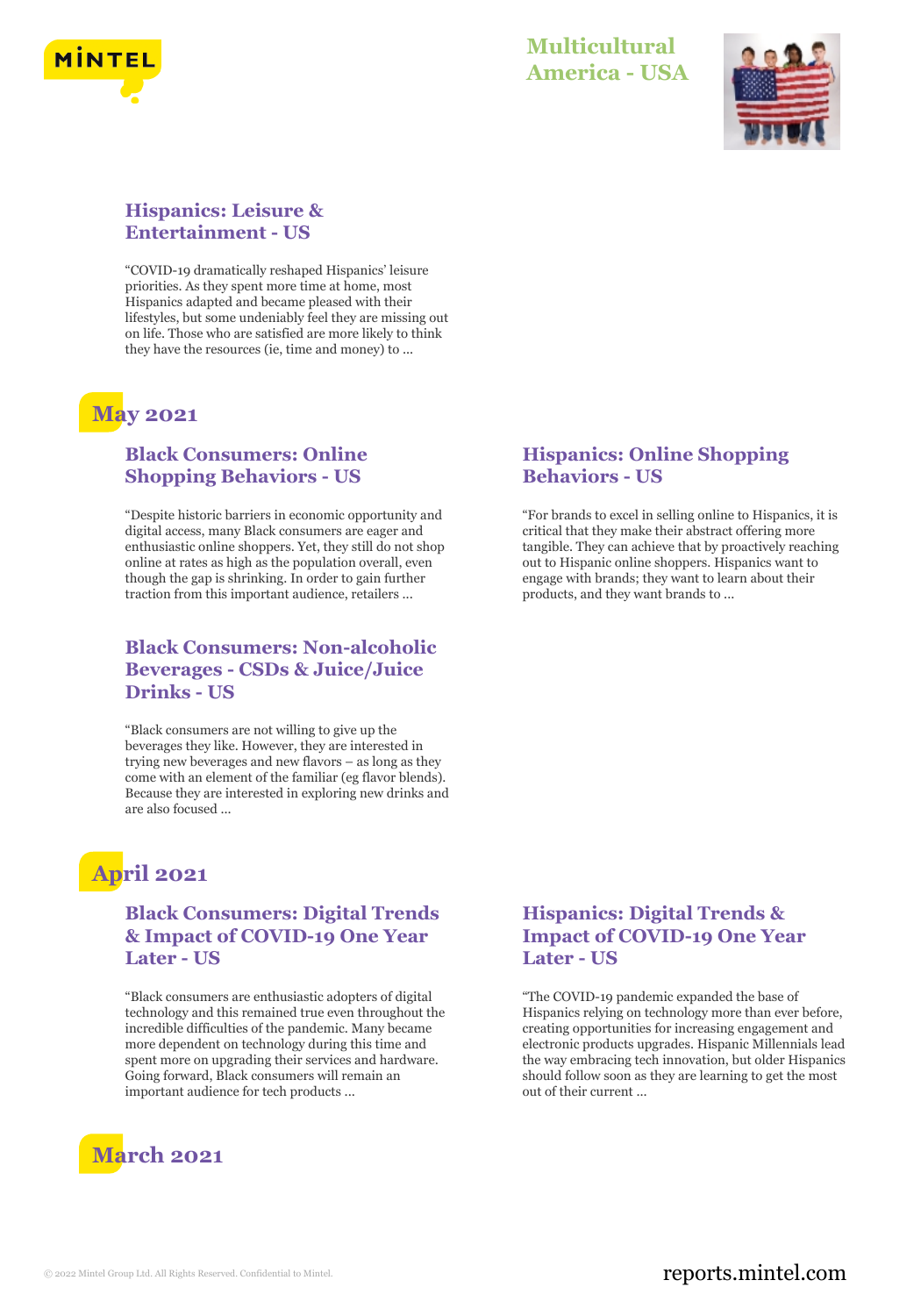### Hispanics: Leisure & Entertainment - US

"COVID-19 dramatically reshaped Hispanics' leisure priorities. As they spent more time at home, most Hispanics adapted and became pleased with their lifestyles, but some undeniably feel they are missing out on life. Those who are satisfied are more likely to think they have the resources (ie, time and money) to ...

## May 2021

### Black Consumers: Online Shopping Behaviors - US

"Despite historic barriers in economic opportunity and digital access, many Black consumers are eager and enthusiastic online shoppers. Yet, they still do not shop online at rates as high as the population overall, even though the gap is shrinking. In order to gain further traction from this important audience, retailers ...

### Hispanics: Online Shopping Behaviors - US

"For brands to excel in selling online to Hispanics, it is critical that they make their abstract offering more tangible. They can achieve that by proactively reaching out to Hispanic online shoppers. Hispanics want to engage with brands; they want to learn about their products, and they want brands to ...

### Black Consumers: Non-alcoholic Beverages - CSDs & Juice/Juice Drinks - US

"Black consumers are not willing to give up the beverages they like. However, they are interested in trying new beverages and new flavors – as long as they come with an element of the familiar (eg flavor blends). Because they are interested in exploring new drinks and are also focused ...

## April 2021

### Black Consumers: Digital Trends & Impact of COVID-19 One Year Later - US

"Black consumers are enthusiastic adopters of digital technology and this remained true even throughout the incredible difficulties of the pandemic. Many became more dependent on technology during this time and spent more on upgrading their services and hardware. Going forward, Black consumers will remain an important audience for tech products ...

### Hispanics: Digital Trends & Impact of COVID-19 One Year Later - US

"The COVID-19 pandemic expanded the base of Hispanics relying on technology more than ever before, creating opportunities for increasing engagement and electronic products upgrades. Hispanic Millennials lead the way embracing tech innovation, but older Hispanics should follow soon as they are learning to get the most out of their current ...

## March 2021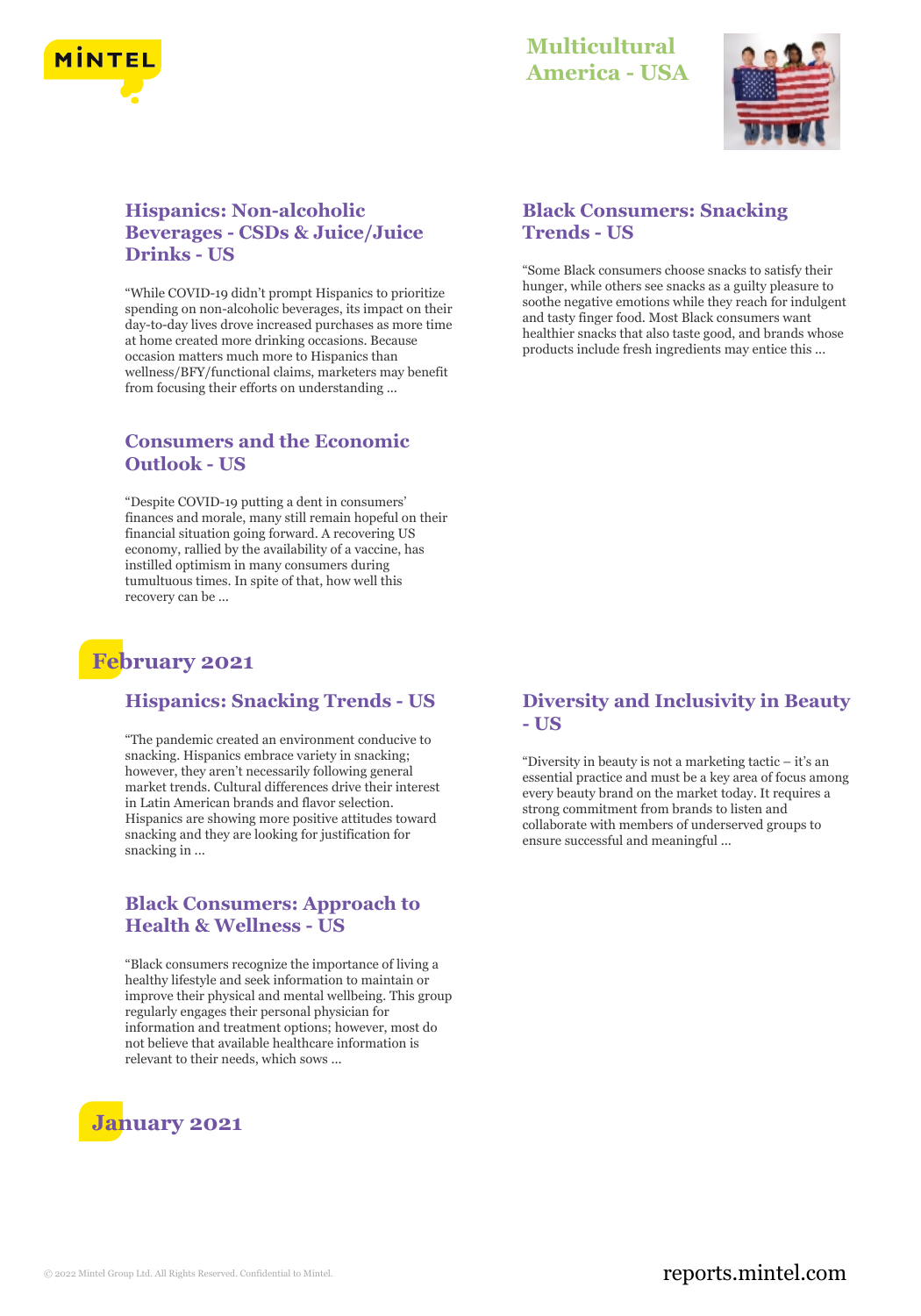### Hispanics: Non-alcoholic Beverages - CSDs & Juice/Juice Drinks - US

"While COVID-19 didn't prompt Hispanics to prioritize spending on non-alcoholic beverages, its impact on their day-to-day lives drove increased purchases as more time at home created more drinking occasions. Because occasion matters much more to Hispanics than wellness/BFY/functional claims, marketers may benefit from focusing their efforts on understanding ...

### Black Consumers: Snacking Trends - US

"Some Black consumers choose snacks to satisfy their hunger, while others see snacks as a guilty pleasure to soothe negative emotions while they reach for indulgent and tasty finger food. Most Black consumers want healthier snacks that also taste good, and brands whose products include fresh ingredients may entice this ...

### Consumers and the Economic Outlook - US

"Despite COVID-19 putting a dent in consumers' finances and morale, many still remain hopeful on their financial situation going forward. A recovering US economy, rallied by the availability of a vaccine, has instilled optimism in many consumers during tumultuous times. In spite of that, how well this recovery can be ...

## February 2021

### Hispanics: Snacking Trends - US

"The pandemic created an environment conducive to snacking. Hispanics embrace variety in snacking; however, they aren't necessarily following general market trends. Cultural differences drive their interest in Latin American brands and flavor selection. Hispanics are showing more positive attitudes toward snacking and they are looking for justification for snacking in ...

### Diversity and Inclusivity in Beauty - US

"Diversity in beauty is not a marketing tactic – it's an essential practice and must be a key area of focus among every beauty brand on the market today. It requires a strong commitment from brands to listen and collaborate with members of underserved groups to ensure successful and meaningful ...

### Black Consumers: Approach to Health & Wellness - US

"Black consumers recognize the importance of living a healthy lifestyle and seek information to maintain or improve their physical and mental wellbeing. This group regularly engages their personal physician for information and treatment options; however, most do not believe that available healthcare information is relevant to their needs, which sows ...

## January 2021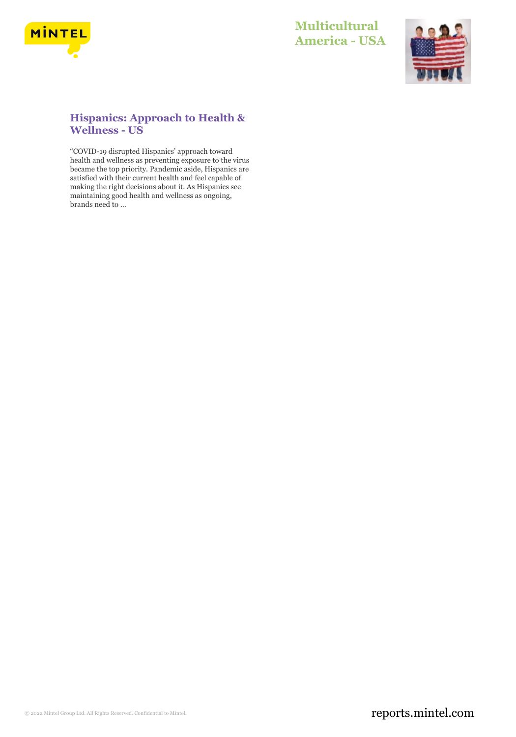## Hispanics: Approach to Health & Wellness - US

"COVID-19 disrupted Hispanics' approach toward health and wellness as preventing exposure to the virus became the top priority. Pandemic aside, Hispanics are satisfied with their current health and feel capable of making the right decisions about it. As Hispanics see maintaining good health and wellness as ongoing, brands need to ...